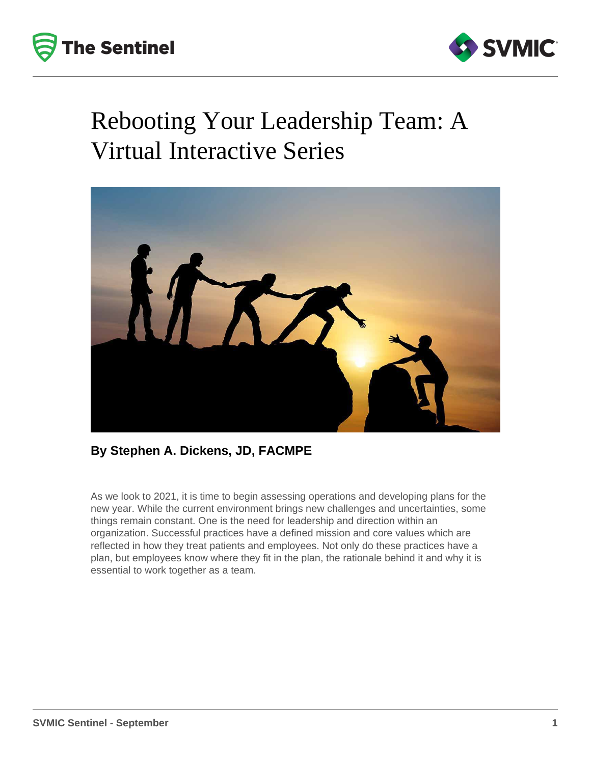# Rebooting Your Leadership Team: A Virtual Interactive Series

**By Stephen A. Dickens, JD, FACMPE**

As we look to 2021, it is time to begin assessing operations and developing plans for the new year. While the current environment brings new challenges and uncertainties, some things remain constant. One is the need for leadership and direction within an organization. Successful practices have a defined mission and core values which are reflected in how they treat patients and employees. Not only do these practices have a plan, but employees know where they fit in the plan, the rationale behind it and why it is essential to work together as a team.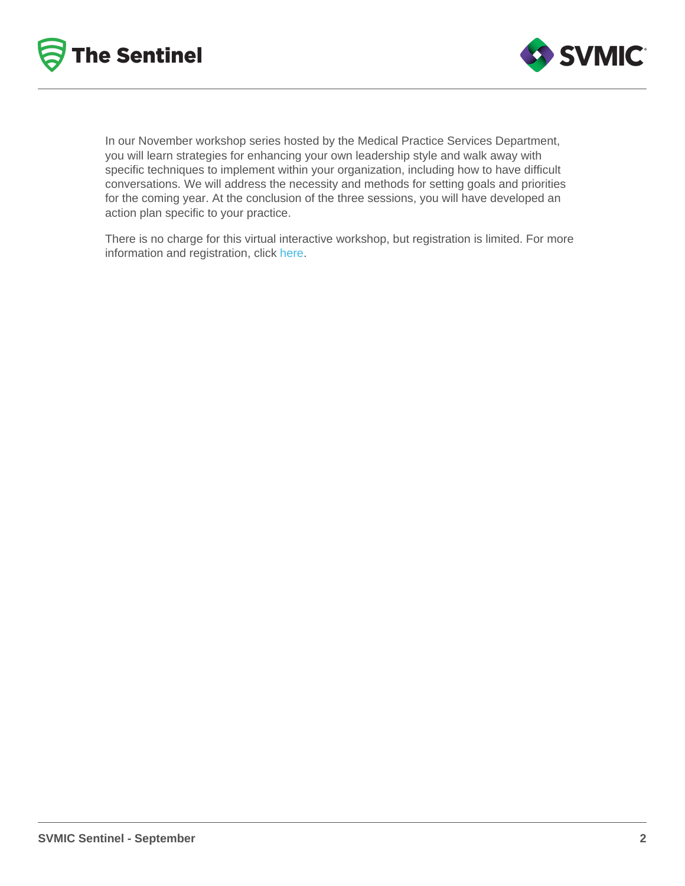In our November workshop series hosted by the Medical Practice Services Department, you will learn strategies for enhancing your own leadership style and walk away with specific techniques to implement within your organization, including how to have difficult conversations. We will address the necessity and methods for setting goals and priorities for the coming year. At the conclusion of the three sessions, you will have developed an action plan specific to your practice.

There is no charge for this virtual interactive workshop, but registration is limited. For more information and registration, click here.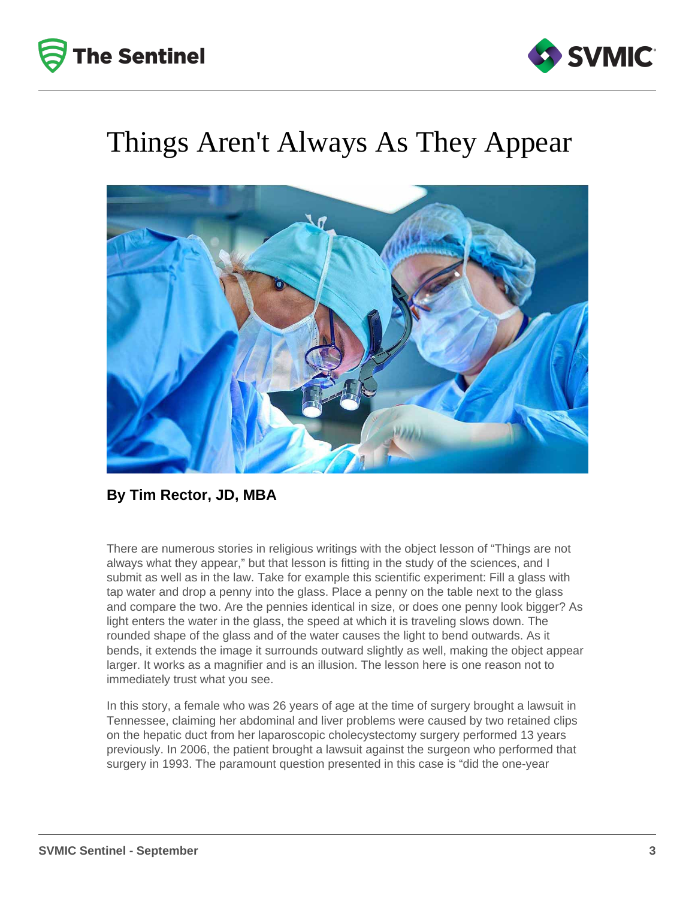# Things Aren't Always As They Appear

**By Tim Rector, JD, MBA**

There are numerous stories in religious writings with the object lesson of "Things are not always what they appear," but that lesson is fitting in the study of the sciences, and I submit as well as in the law. Take for example this scientific experiment: Fill a glass with tap water and drop a penny into the glass. Place a penny on the table next to the glass and compare the two. Are the pennies identical in size, or does one penny look bigger? As light enters the water in the glass, the speed at which it is traveling slows down. The rounded shape of the glass and of the water causes the light to bend outwards. As it bends, it extends the image it surrounds outward slightly as well, making the object appear larger. It works as a magnifier and is an illusion. The lesson here is one reason not to immediately trust what you see.

In this story, a female who was 26 years of age at the time of surgery brought a lawsuit in Tennessee, claiming her abdominal and liver problems were caused by two retained clips on the hepatic duct from her laparoscopic cholecystectomy surgery performed 13 years previously. In 2006, the patient brought a lawsuit against the surgeon who performed that surgery in 1993. The paramount question presented in this case is "did the one-year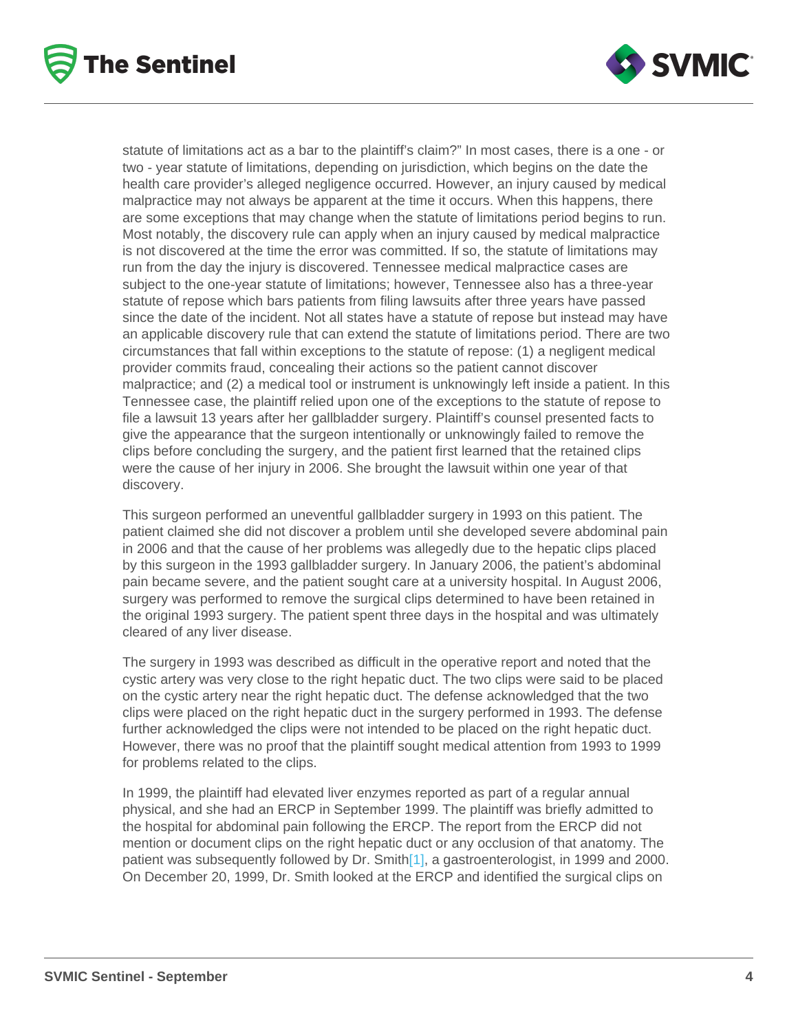statute of limitations act as a bar to the plaintiff's claim?" In most cases, there is a one - or two - year statute of limitations, depending on jurisdiction, which begins on the date the health care provider's alleged negligence occurred. However, an injury caused by medical malpractice may not always be apparent at the time it occurs. When this happens, there are some exceptions that may change when the statute of limitations period begins to run. Most notably, the discovery rule can apply when an injury caused by medical malpractice is not discovered at the time the error was committed. If so, the statute of limitations may run from the day the injury is discovered. Tennessee medical malpractice cases are subject to the one-year statute of limitations; however, Tennessee also has a three-year statute of repose which bars patients from filing lawsuits after three years have passed since the date of the incident. Not all states have a statute of repose but instead may have an applicable discovery rule that can extend the statute of limitations period. There are two circumstances that fall within exceptions to the statute of repose: (1) a negligent medical provider commits fraud, concealing their actions so the patient cannot discover malpractice; and (2) a medical tool or instrument is unknowingly left inside a patient. In this Tennessee case, the plaintiff relied upon one of the exceptions to the statute of repose to file a lawsuit 13 years after her gallbladder surgery. Plaintiff's counsel presented facts to give the appearance that the surgeon intentionally or unknowingly failed to remove the clips before concluding the surgery, and the patient first learned that the retained clips were the cause of her injury in 2006. She brought the lawsuit within one year of that discovery.

This surgeon performed an uneventful gallbladder surgery in 1993 on this patient. The patient claimed she did not discover a problem until she developed severe abdominal pain in 2006 and that the cause of her problems was allegedly due to the hepatic clips placed by this surgeon in the 1993 gallbladder surgery. In January 2006, the patient's abdominal pain became severe, and the patient sought care at a university hospital. In August 2006, surgery was performed to remove the surgical clips determined to have been retained in the original 1993 surgery. The patient spent three days in the hospital and was ultimately cleared of any liver disease.

The surgery in 1993 was described as difficult in the operative report and noted that the cystic artery was very close to the right hepatic duct. The two clips were said to be placed on the cystic artery near the right hepatic duct. The defense acknowledged that the two clips were placed on the right hepatic duct in the surgery performed in 1993. The defense further acknowledged the clips were not intended to be placed on the right hepatic duct. However, there was no proof that the plaintiff sought medical attention from 1993 to 1999 for problems related to the clips.

In 1999, the plaintiff had elevated liver enzymes reported as part of a regular annual physical, and she had an ERCP in September 1999. The plaintiff was briefly admitted to the hospital for abdominal pain following the ERCP. The report from the ERCP did not mention or document clips on the right hepatic duct or any occlusion of that anatomy. The patient was subsequently followed by Dr. Smith[1], a gastroenterologist, in 1999 and 2000. On December 20, 1999, Dr. Smith looked at the ERCP and identified the surgical clips on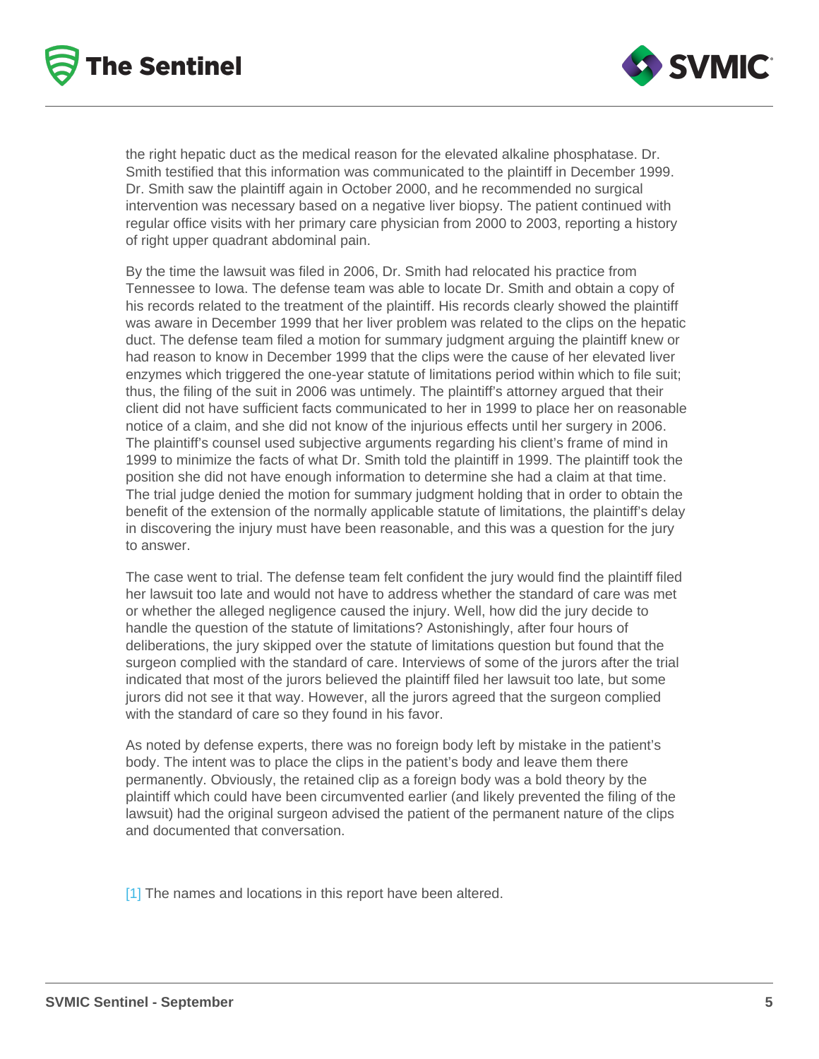the right hepatic duct as the medical reason for the elevated alkaline phosphatase. Dr. Smith testified that this information was communicated to the plaintiff in December 1999. Dr. Smith saw the plaintiff again in October 2000, and he recommended no surgical intervention was necessary based on a negative liver biopsy. The patient continued with regular office visits with her primary care physician from 2000 to 2003, reporting a history of right upper quadrant abdominal pain.

By the time the lawsuit was filed in 2006, Dr. Smith had relocated his practice from Tennessee to Iowa. The defense team was able to locate Dr. Smith and obtain a copy of his records related to the treatment of the plaintiff. His records clearly showed the plaintiff was aware in December 1999 that her liver problem was related to the clips on the hepatic duct. The defense team filed a motion for summary judgment arguing the plaintiff knew or had reason to know in December 1999 that the clips were the cause of her elevated liver enzymes which triggered the one-year statute of limitations period within which to file suit; thus, the filing of the suit in 2006 was untimely. The plaintiff's attorney argued that their client did not have sufficient facts communicated to her in 1999 to place her on reasonable notice of a claim, and she did not know of the injurious effects until her surgery in 2006. The plaintiff's counsel used subjective arguments regarding his client's frame of mind in 1999 to minimize the facts of what Dr. Smith told the plaintiff in 1999. The plaintiff took the position she did not have enough information to determine she had a claim at that time. The trial judge denied the motion for summary judgment holding that in order to obtain the benefit of the extension of the normally applicable statute of limitations, the plaintiff's delay in discovering the injury must have been reasonable, and this was a question for the jury to answer.

The case went to trial. The defense team felt confident the jury would find the plaintiff filed her lawsuit too late and would not have to address whether the standard of care was met or whether the alleged negligence caused the injury. Well, how did the jury decide to handle the question of the statute of limitations? Astonishingly, after four hours of deliberations, the jury skipped over the statute of limitations question but found that the surgeon complied with the standard of care. Interviews of some of the jurors after the trial indicated that most of the jurors believed the plaintiff filed her lawsuit too late, but some jurors did not see it that way. However, all the jurors agreed that the surgeon complied with the standard of care so they found in his favor.

As noted by defense experts, there was no foreign body left by mistake in the patient's body. The intent was to place the clips in the patient's body and leave them there permanently. Obviously, the retained clip as a foreign body was a bold theory by the plaintiff which could have been circumvented earlier (and likely prevented the filing of the lawsuit) had the original surgeon advised the patient of the permanent nature of the clips and documented that conversation.

[1] The names and locations in this report have been altered.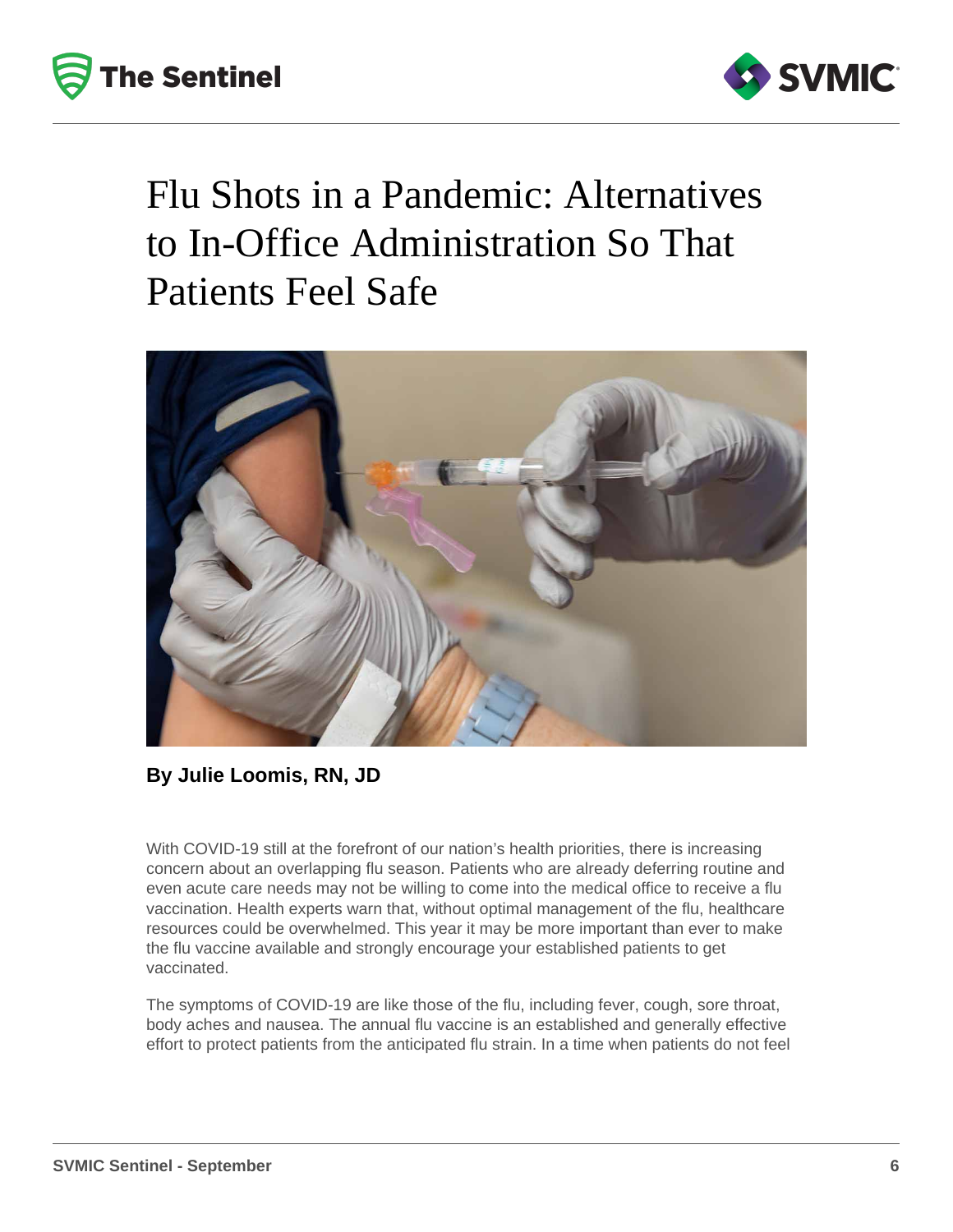# Flu Shots in a Pandemic: Alternatives to In-Office Administration So That Patients Feel Safe

**By Julie Loomis, RN, JD**

With COVID-19 still at the forefront of our nation's health priorities, there is increasing concern about an overlapping flu season. Patients who are already deferring routine and even acute care needs may not be willing to come into the medical office to receive a flu vaccination. Health experts warn that, without optimal management of the flu, healthcare resources could be overwhelmed. This year it may be more important than ever to make the flu vaccine available and strongly encourage your established patients to get vaccinated.

The symptoms of COVID-19 are like those of the flu, including fever, cough, sore throat, body aches and nausea. The annual flu vaccine is an established and generally effective effort to protect patients from the anticipated flu strain. In a time when patients do not feel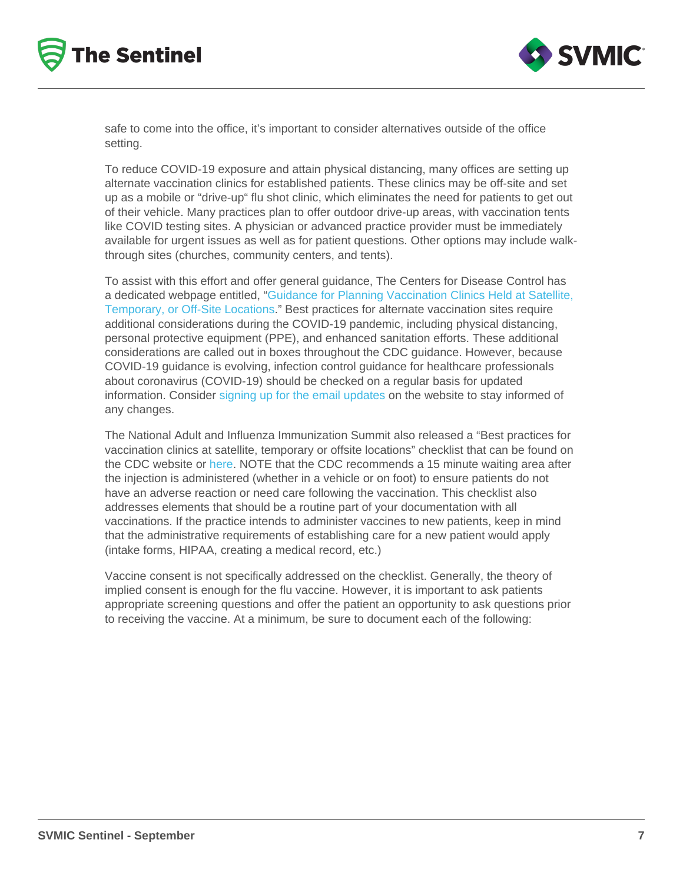safe to come into the office, it's important to consider alternatives outside of the office setting.

To reduce COVID-19 exposure and attain physical distancing, many offices are setting up alternate vaccination clinics for established patients. These clinics may be off-site and set up as a mobile or "drive-up" flu shot clinic, which eliminates the need for patients to get out of their vehicle. Many practices plan to offer outdoor drive-up areas, with vaccination tents like COVID testing sites. A physician or advanced practice provider must be immediately available for urgent issues as well as for patient questions. Other options may include walk-through sites (churches, community centers, and tents).

To assist with this effort and offer general guidance, The Centers for Disease Control has a dedicated webpage entitled, "Guidance for Planning Vaccination Clinics Held at Satellite, Temporary, or Off-Site Locations." Best practices for alternate vaccination sites require additional considerations during the COVID-19 pandemic, including physical distancing, personal protective equipment (PPE), and enhanced sanitation efforts. These additional considerations are called out in boxes throughout the CDC guidance. However, because COVID-19 guidance is evolving, infection control guidance for healthcare professionals about coronavirus (COVID-19) should be checked on a regular basis for updated information. Consider signing up for the email updates on the website to stay informed of any changes.

The National Adult and Influenza Immunization Summit also released a "Best practices for vaccination clinics at satellite, temporary or offsite locations" checklist that can be found on the CDC website or here. NOTE that the CDC recommends a 15 minute waiting area after the injection is administered (whether in a vehicle or on foot) to ensure patients do not have an adverse reaction or need care following the vaccination. This checklist also addresses elements that should be a routine part of your documentation with all vaccinations. If the practice intends to administer vaccines to new patients, keep in mind that the administrative requirements of establishing care for a new patient would apply (intake forms, HIPAA, creating a medical record, etc.)

Vaccine consent is not specifically addressed on the checklist. Generally, the theory of implied consent is enough for the flu vaccine. However, it is important to ask patients appropriate screening questions and offer the patient an opportunity to ask questions prior to receiving the vaccine. At a minimum, be sure to document each of the following: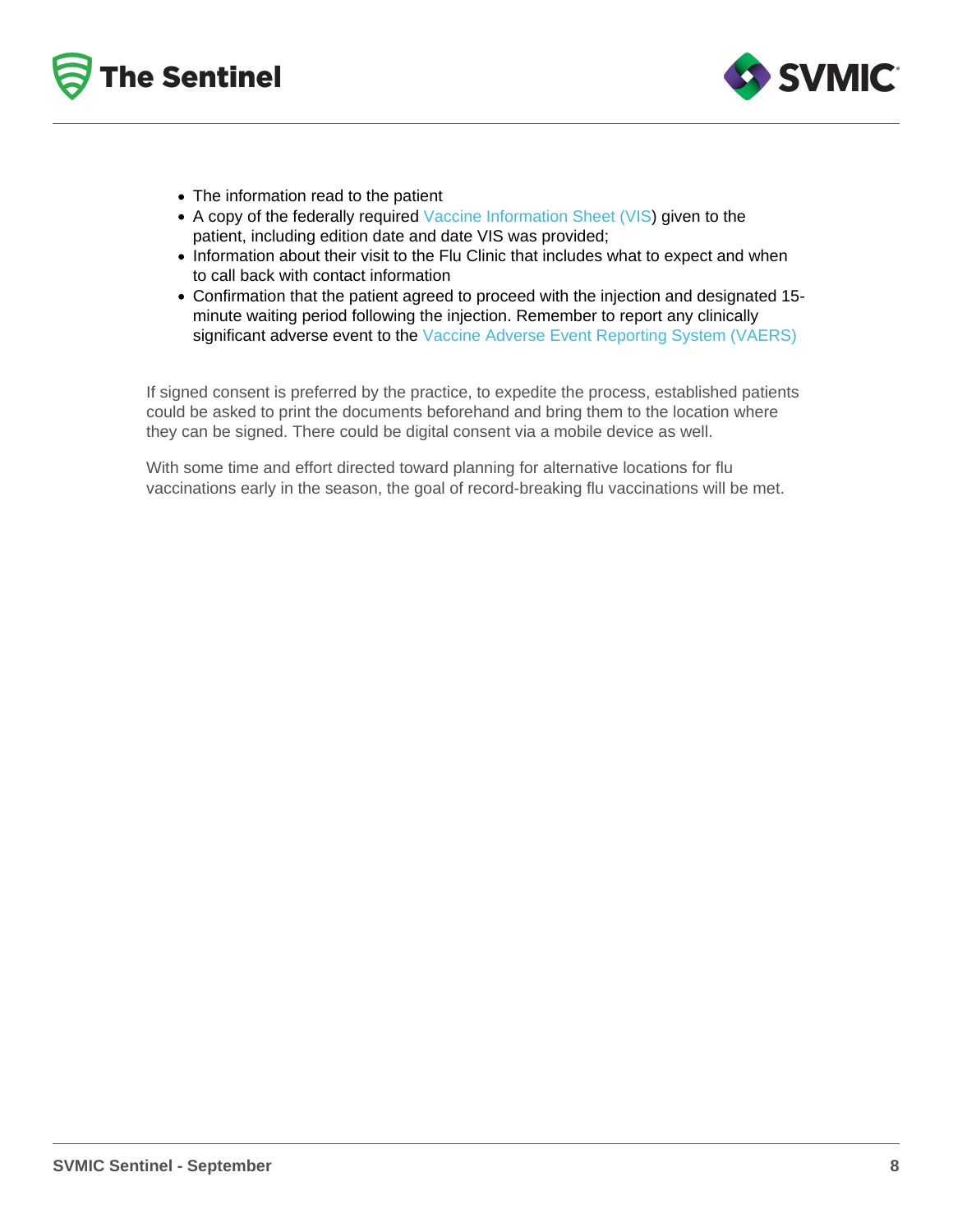- The information read to the patient
- A copy of the federally required Vaccine Information Sheet (VIS) given to the patient, including edition date and date VIS was provided;
- Information about their visit to the Flu Clinic that includes what to expect and when to call back with contact information
- Confirmation that the patient agreed to proceed with the injection and designated 15-minute waiting period following the injection. Remember to report any clinically significant adverse event to the Vaccine Adverse Event Reporting System (VAERS)

If signed consent is preferred by the practice, to expedite the process, established patients could be asked to print the documents beforehand and bring them to the location where they can be signed. There could be digital consent via a mobile device as well.

With some time and effort directed toward planning for alternative locations for flu vaccinations early in the season, the goal of record-breaking flu vaccinations will be met.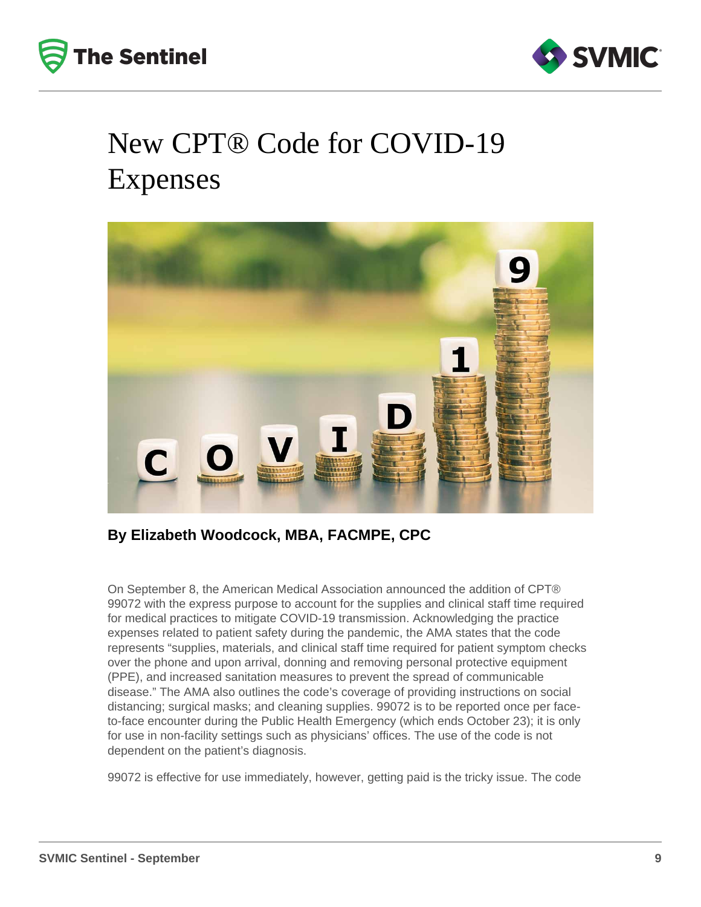# New CPT® Code for COVID-19 Expenses

**By Elizabeth Woodcock, MBA, FACMPE, CPC**

On September 8, the American Medical Association announced the addition of CPT® 99072 with the express purpose to account for the supplies and clinical staff time required for medical practices to mitigate COVID-19 transmission. Acknowledging the practice expenses related to patient safety during the pandemic, the AMA states that the code represents "supplies, materials, and clinical staff time required for patient symptom checks over the phone and upon arrival, donning and removing personal protective equipment (PPE), and increased sanitation measures to prevent the spread of communicable disease." The AMA also outlines the code's coverage of providing instructions on social distancing; surgical masks; and cleaning supplies. 99072 is to be reported once per face-to-face encounter during the Public Health Emergency (which ends October 23); it is only for use in non-facility settings such as physicians' offices. The use of the code is not dependent on the patient's diagnosis.

99072 is effective for use immediately, however, getting paid is the tricky issue. The code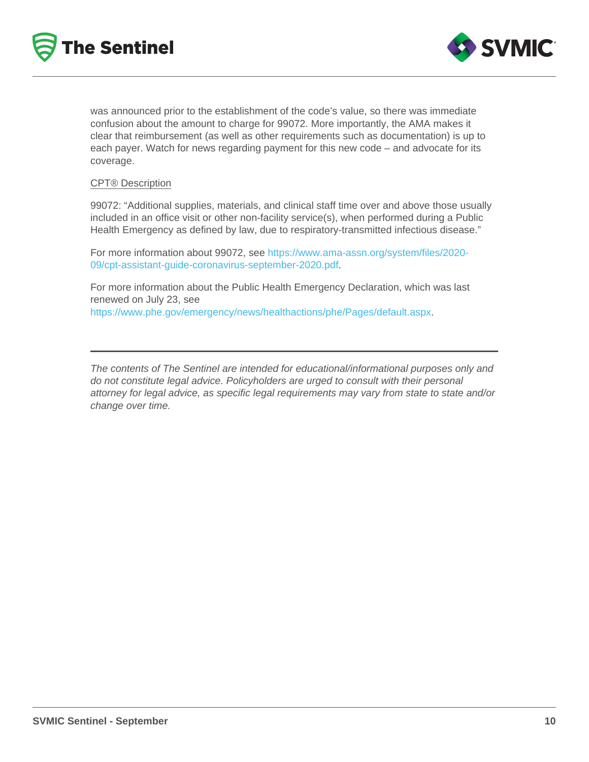was announced prior to the establishment of the code's value, so there was immediate confusion about the amount to charge for 99072. More importantly, the AMA makes it clear that reimbursement (as well as other requirements such as documentation) is up to each payer. Watch for news regarding payment for this new code – and advocate for its coverage.

CPT® Description

99072: "Additional supplies, materials, and clinical staff time over and above those usually included in an office visit or other non-facility service(s), when performed during a Public Health Emergency as defined by law, due to respiratory-transmitted infectious disease."

For more information about 99072, see https://www.ama-assn.org/system/files/2020-09/cpt-assistant-guide-coronavirus-september-2020.pdf.

For more information about the Public Health Emergency Declaration, which was last renewed on July 23, see https://www.phe.gov/emergency/news/healthactions/phe/Pages/default.aspx.

---

*The contents of The Sentinel are intended for educational/informational purposes only and do not constitute legal advice. Policyholders are urged to consult with their personal attorney for legal advice, as specific legal requirements may vary from state to state and/or change over time.*